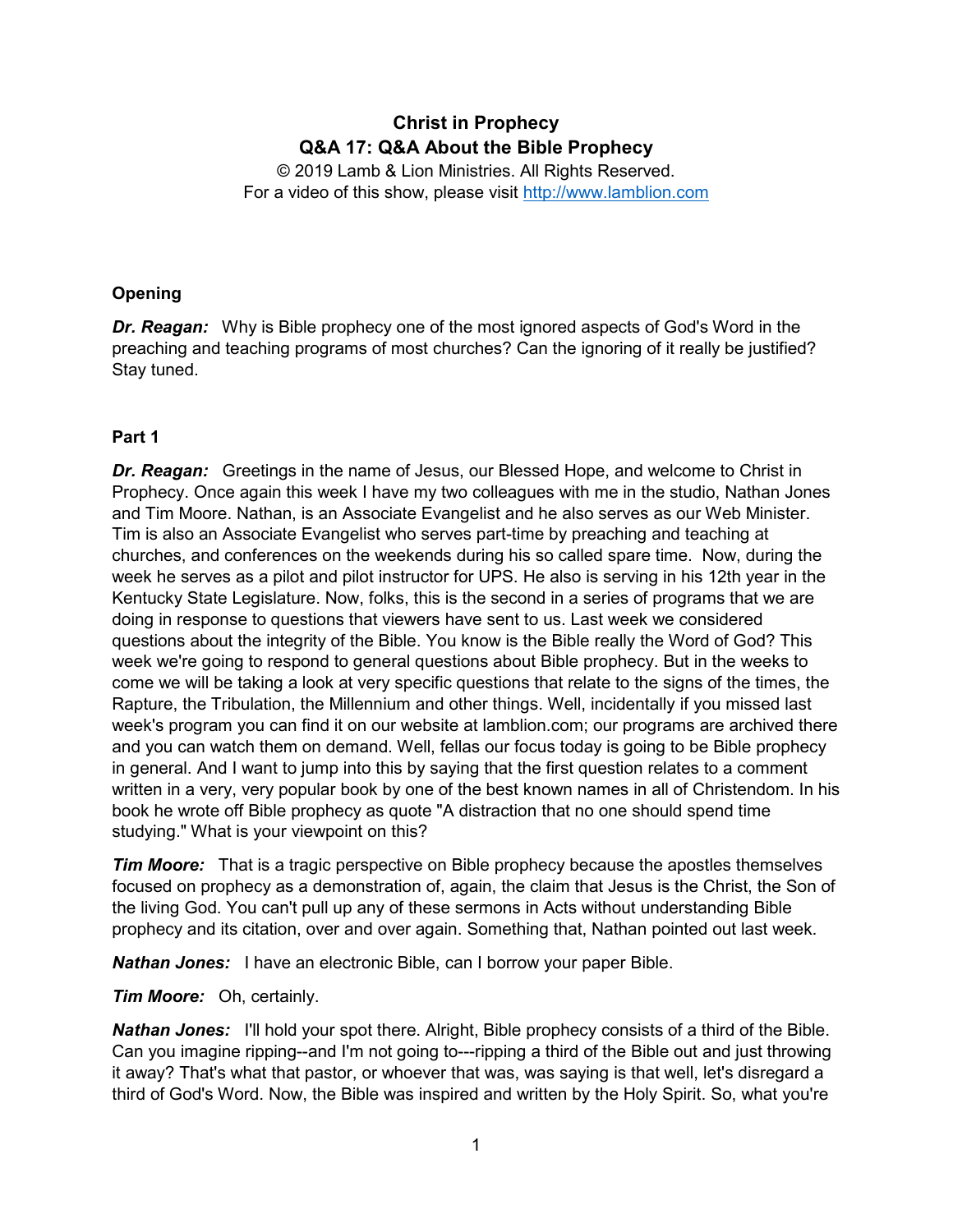# Christ in Prophecy
## Q&A 17: Q&A About the Bible Prophecy

© 2019 Lamb & Lion Ministries. All Rights Reserved.
For a video of this show, please visit http://www.lamblion.com

### Opening

***Dr. Reagan:*** Why is Bible prophecy one of the most ignored aspects of God's Word in the preaching and teaching programs of most churches? Can the ignoring of it really be justified? Stay tuned.

### Part 1

***Dr. Reagan:*** Greetings in the name of Jesus, our Blessed Hope, and welcome to Christ in Prophecy. Once again this week I have my two colleagues with me in the studio, Nathan Jones and Tim Moore. Nathan, is an Associate Evangelist and he also serves as our Web Minister. Tim is also an Associate Evangelist who serves part-time by preaching and teaching at churches, and conferences on the weekends during his so called spare time. Now, during the week he serves as a pilot and pilot instructor for UPS. He also is serving in his 12th year in the Kentucky State Legislature. Now, folks, this is the second in a series of programs that we are doing in response to questions that viewers have sent to us. Last week we considered questions about the integrity of the Bible. You know is the Bible really the Word of God? This week we're going to respond to general questions about Bible prophecy. But in the weeks to come we will be taking a look at very specific questions that relate to the signs of the times, the Rapture, the Tribulation, the Millennium and other things. Well, incidentally if you missed last week's program you can find it on our website at lamblion.com; our programs are archived there and you can watch them on demand. Well, fellas our focus today is going to be Bible prophecy in general. And I want to jump into this by saying that the first question relates to a comment written in a very, very popular book by one of the best known names in all of Christendom. In his book he wrote off Bible prophecy as quote "A distraction that no one should spend time studying." What is your viewpoint on this?

***Tim Moore:*** That is a tragic perspective on Bible prophecy because the apostles themselves focused on prophecy as a demonstration of, again, the claim that Jesus is the Christ, the Son of the living God. You can't pull up any of these sermons in Acts without understanding Bible prophecy and its citation, over and over again. Something that, Nathan pointed out last week.

***Nathan Jones:*** I have an electronic Bible, can I borrow your paper Bible.

***Tim Moore:*** Oh, certainly.

***Nathan Jones:*** I'll hold your spot there. Alright, Bible prophecy consists of a third of the Bible. Can you imagine ripping--and I'm not going to---ripping a third of the Bible out and just throwing it away? That's what that pastor, or whoever that was, was saying is that well, let's disregard a third of God's Word. Now, the Bible was inspired and written by the Holy Spirit. So, what you're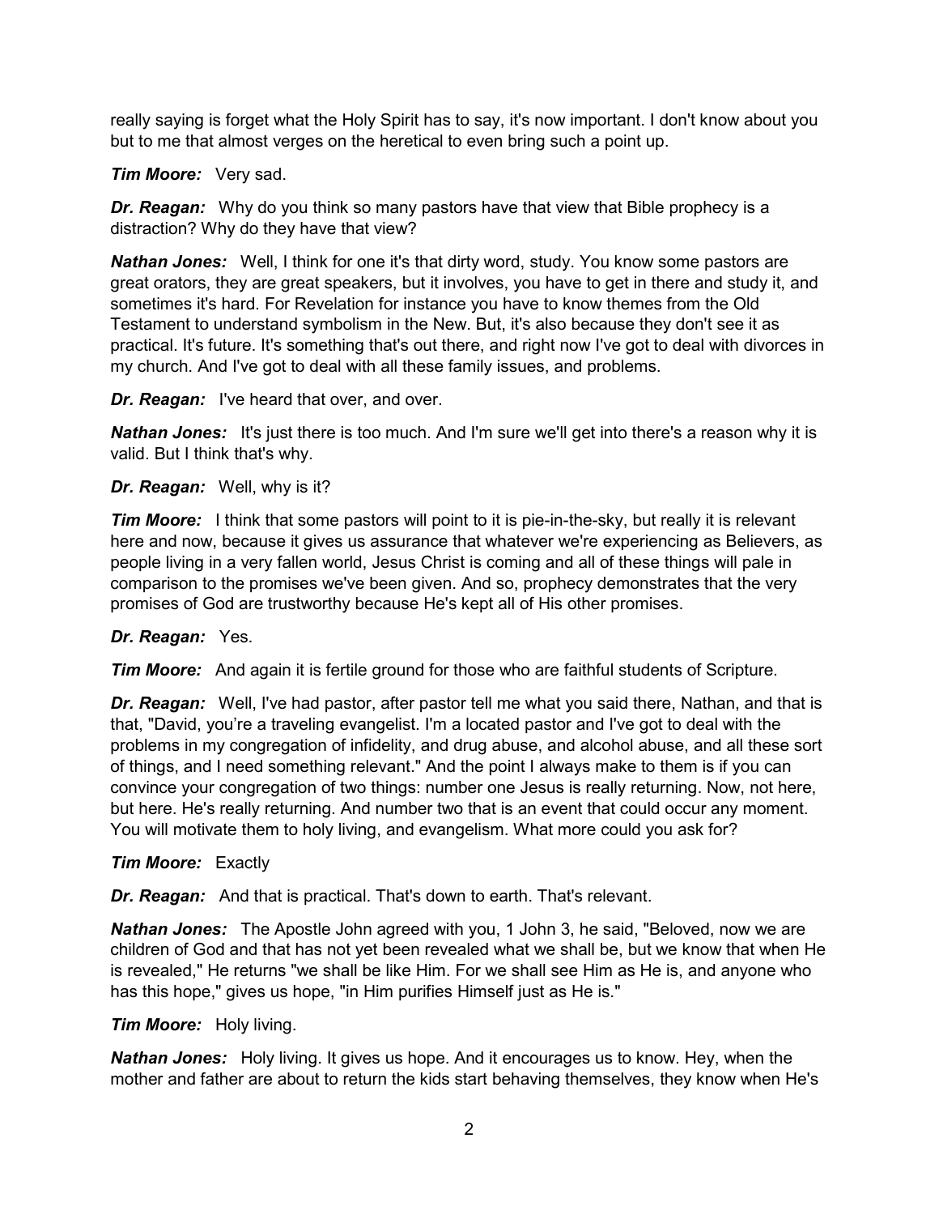really saying is forget what the Holy Spirit has to say, it's now important. I don't know about you but to me that almost verges on the heretical to even bring such a point up.

***Tim Moore:*** Very sad.

***Dr. Reagan:*** Why do you think so many pastors have that view that Bible prophecy is a distraction? Why do they have that view?

***Nathan Jones:*** Well, I think for one it's that dirty word, study. You know some pastors are great orators, they are great speakers, but it involves, you have to get in there and study it, and sometimes it's hard. For Revelation for instance you have to know themes from the Old Testament to understand symbolism in the New. But, it's also because they don't see it as practical. It's future. It's something that's out there, and right now I've got to deal with divorces in my church. And I've got to deal with all these family issues, and problems.

***Dr. Reagan:*** I've heard that over, and over.

***Nathan Jones:*** It's just there is too much. And I'm sure we'll get into there's a reason why it is valid. But I think that's why.

***Dr. Reagan:*** Well, why is it?

***Tim Moore:*** I think that some pastors will point to it is pie-in-the-sky, but really it is relevant here and now, because it gives us assurance that whatever we're experiencing as Believers, as people living in a very fallen world, Jesus Christ is coming and all of these things will pale in comparison to the promises we've been given. And so, prophecy demonstrates that the very promises of God are trustworthy because He's kept all of His other promises.

***Dr. Reagan:*** Yes.

***Tim Moore:*** And again it is fertile ground for those who are faithful students of Scripture.

***Dr. Reagan:*** Well, I've had pastor, after pastor tell me what you said there, Nathan, and that is that, "David, you're a traveling evangelist. I'm a located pastor and I've got to deal with the problems in my congregation of infidelity, and drug abuse, and alcohol abuse, and all these sort of things, and I need something relevant." And the point I always make to them is if you can convince your congregation of two things: number one Jesus is really returning. Now, not here, but here. He's really returning. And number two that is an event that could occur any moment. You will motivate them to holy living, and evangelism. What more could you ask for?

***Tim Moore:*** Exactly

***Dr. Reagan:*** And that is practical. That's down to earth. That's relevant.

***Nathan Jones:*** The Apostle John agreed with you, 1 John 3, he said, "Beloved, now we are children of God and that has not yet been revealed what we shall be, but we know that when He is revealed," He returns "we shall be like Him. For we shall see Him as He is, and anyone who has this hope," gives us hope, "in Him purifies Himself just as He is."

***Tim Moore:*** Holy living.

***Nathan Jones:*** Holy living. It gives us hope. And it encourages us to know. Hey, when the mother and father are about to return the kids start behaving themselves, they know when He's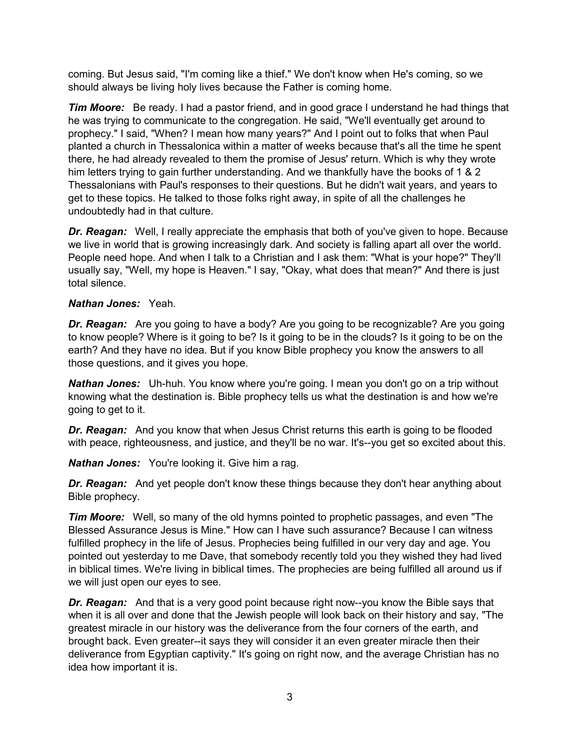coming. But Jesus said, "I'm coming like a thief." We don't know when He's coming, so we should always be living holy lives because the Father is coming home.

***Tim Moore:*** Be ready. I had a pastor friend, and in good grace I understand he had things that he was trying to communicate to the congregation. He said, "We'll eventually get around to prophecy." I said, "When? I mean how many years?" And I point out to folks that when Paul planted a church in Thessalonica within a matter of weeks because that's all the time he spent there, he had already revealed to them the promise of Jesus' return. Which is why they wrote him letters trying to gain further understanding. And we thankfully have the books of 1 & 2 Thessalonians with Paul's responses to their questions. But he didn't wait years, and years to get to these topics. He talked to those folks right away, in spite of all the challenges he undoubtedly had in that culture.

***Dr. Reagan:*** Well, I really appreciate the emphasis that both of you've given to hope. Because we live in world that is growing increasingly dark. And society is falling apart all over the world. People need hope. And when I talk to a Christian and I ask them: "What is your hope?" They'll usually say, "Well, my hope is Heaven." I say, "Okay, what does that mean?" And there is just total silence.

***Nathan Jones:*** Yeah.

***Dr. Reagan:*** Are you going to have a body? Are you going to be recognizable? Are you going to know people? Where is it going to be? Is it going to be in the clouds? Is it going to be on the earth? And they have no idea. But if you know Bible prophecy you know the answers to all those questions, and it gives you hope.

***Nathan Jones:*** Uh-huh. You know where you're going. I mean you don't go on a trip without knowing what the destination is. Bible prophecy tells us what the destination is and how we're going to get to it.

***Dr. Reagan:*** And you know that when Jesus Christ returns this earth is going to be flooded with peace, righteousness, and justice, and they'll be no war. It's--you get so excited about this.

***Nathan Jones:*** You're looking it. Give him a rag.

***Dr. Reagan:*** And yet people don't know these things because they don't hear anything about Bible prophecy.

***Tim Moore:*** Well, so many of the old hymns pointed to prophetic passages, and even "The Blessed Assurance Jesus is Mine." How can I have such assurance? Because I can witness fulfilled prophecy in the life of Jesus. Prophecies being fulfilled in our very day and age. You pointed out yesterday to me Dave, that somebody recently told you they wished they had lived in biblical times. We're living in biblical times. The prophecies are being fulfilled all around us if we will just open our eyes to see.

***Dr. Reagan:*** And that is a very good point because right now--you know the Bible says that when it is all over and done that the Jewish people will look back on their history and say, "The greatest miracle in our history was the deliverance from the four corners of the earth, and brought back. Even greater--it says they will consider it an even greater miracle then their deliverance from Egyptian captivity." It's going on right now, and the average Christian has no idea how important it is.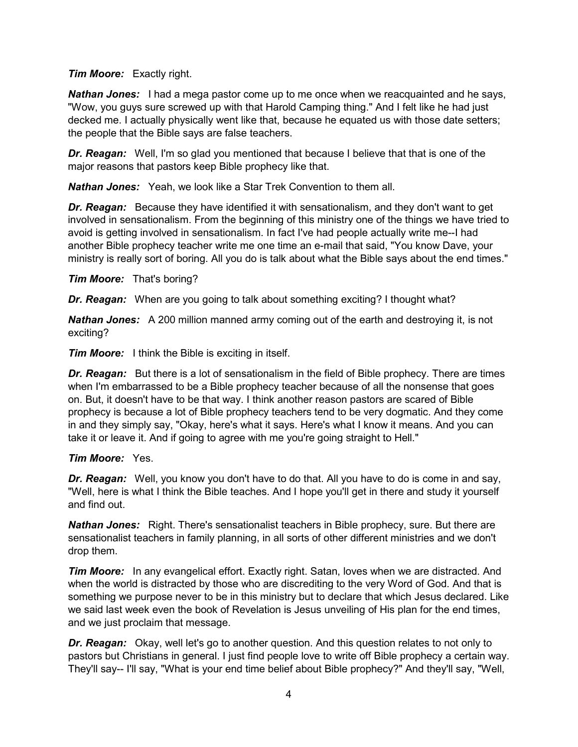***Tim Moore:*** Exactly right.

***Nathan Jones:*** I had a mega pastor come up to me once when we reacquainted and he says, "Wow, you guys sure screwed up with that Harold Camping thing." And I felt like he had just decked me. I actually physically went like that, because he equated us with those date setters; the people that the Bible says are false teachers.

***Dr. Reagan:*** Well, I'm so glad you mentioned that because I believe that that is one of the major reasons that pastors keep Bible prophecy like that.

***Nathan Jones:*** Yeah, we look like a Star Trek Convention to them all.

***Dr. Reagan:*** Because they have identified it with sensationalism, and they don't want to get involved in sensationalism. From the beginning of this ministry one of the things we have tried to avoid is getting involved in sensationalism. In fact I've had people actually write me--I had another Bible prophecy teacher write me one time an e-mail that said, "You know Dave, your ministry is really sort of boring. All you do is talk about what the Bible says about the end times."

***Tim Moore:*** That's boring?

***Dr. Reagan:*** When are you going to talk about something exciting? I thought what?

***Nathan Jones:*** A 200 million manned army coming out of the earth and destroying it, is not exciting?

***Tim Moore:*** I think the Bible is exciting in itself.

***Dr. Reagan:*** But there is a lot of sensationalism in the field of Bible prophecy. There are times when I'm embarrassed to be a Bible prophecy teacher because of all the nonsense that goes on. But, it doesn't have to be that way. I think another reason pastors are scared of Bible prophecy is because a lot of Bible prophecy teachers tend to be very dogmatic. And they come in and they simply say, "Okay, here's what it says. Here's what I know it means. And you can take it or leave it. And if going to agree with me you're going straight to Hell."

***Tim Moore:*** Yes.

***Dr. Reagan:*** Well, you know you don't have to do that. All you have to do is come in and say, "Well, here is what I think the Bible teaches. And I hope you'll get in there and study it yourself and find out.

***Nathan Jones:*** Right. There's sensationalist teachers in Bible prophecy, sure. But there are sensationalist teachers in family planning, in all sorts of other different ministries and we don't drop them.

***Tim Moore:*** In any evangelical effort. Exactly right. Satan, loves when we are distracted. And when the world is distracted by those who are discrediting to the very Word of God. And that is something we purpose never to be in this ministry but to declare that which Jesus declared. Like we said last week even the book of Revelation is Jesus unveiling of His plan for the end times, and we just proclaim that message.

***Dr. Reagan:*** Okay, well let's go to another question. And this question relates to not only to pastors but Christians in general. I just find people love to write off Bible prophecy a certain way. They'll say-- I'll say, "What is your end time belief about Bible prophecy?" And they'll say, "Well,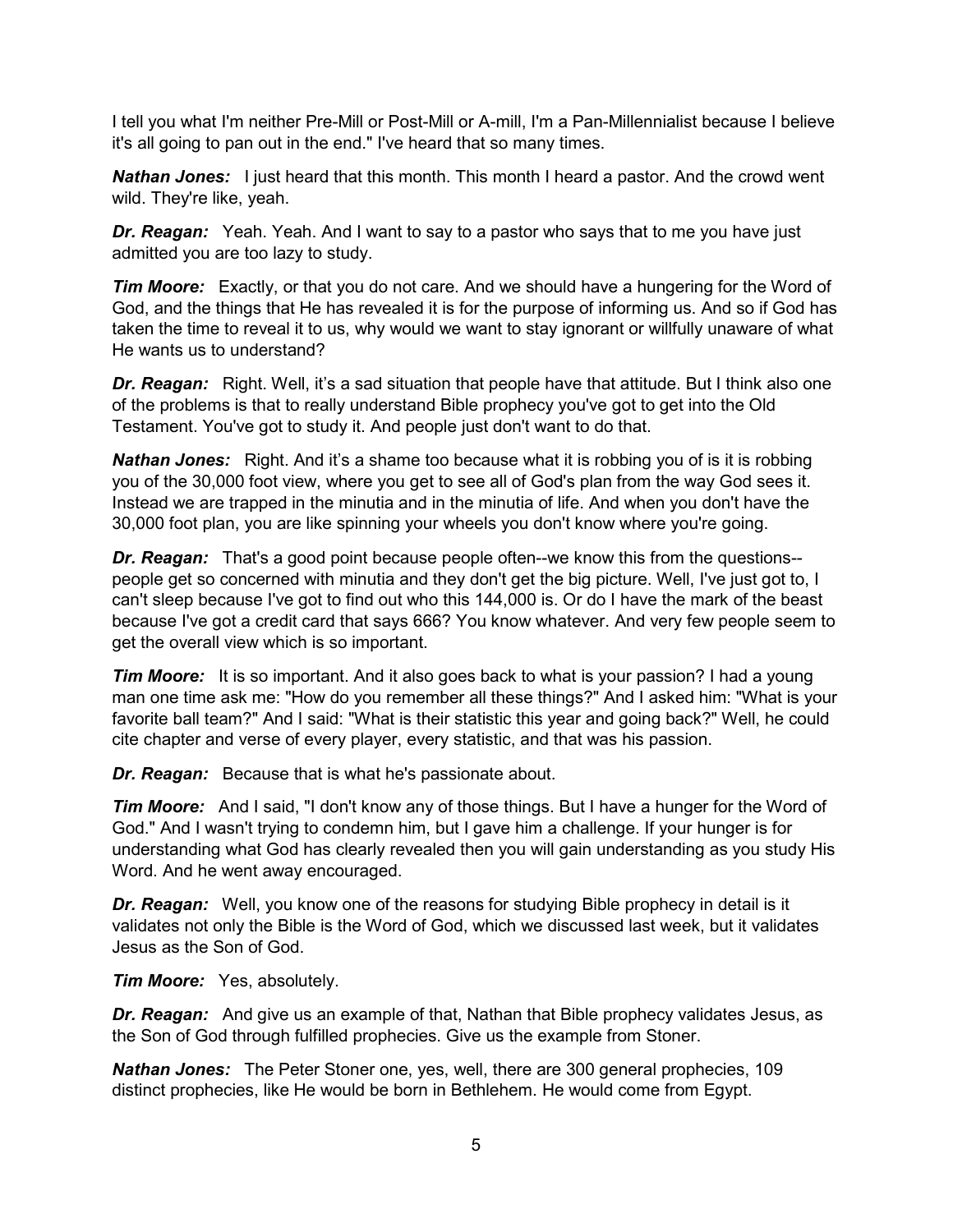I tell you what I'm neither Pre-Mill or Post-Mill or A-mill, I'm a Pan-Millennialist because I believe it's all going to pan out in the end." I've heard that so many times.

***Nathan Jones:*** I just heard that this month. This month I heard a pastor. And the crowd went wild. They're like, yeah.

***Dr. Reagan:*** Yeah. Yeah. And I want to say to a pastor who says that to me you have just admitted you are too lazy to study.

***Tim Moore:*** Exactly, or that you do not care. And we should have a hungering for the Word of God, and the things that He has revealed it is for the purpose of informing us. And so if God has taken the time to reveal it to us, why would we want to stay ignorant or willfully unaware of what He wants us to understand?

***Dr. Reagan:*** Right. Well, it's a sad situation that people have that attitude. But I think also one of the problems is that to really understand Bible prophecy you've got to get into the Old Testament. You've got to study it. And people just don't want to do that.

***Nathan Jones:*** Right. And it's a shame too because what it is robbing you of is it is robbing you of the 30,000 foot view, where you get to see all of God's plan from the way God sees it. Instead we are trapped in the minutia and in the minutia of life. And when you don't have the 30,000 foot plan, you are like spinning your wheels you don't know where you're going.

***Dr. Reagan:*** That's a good point because people often--we know this from the questions--people get so concerned with minutia and they don't get the big picture. Well, I've just got to, I can't sleep because I've got to find out who this 144,000 is. Or do I have the mark of the beast because I've got a credit card that says 666? You know whatever. And very few people seem to get the overall view which is so important.

***Tim Moore:*** It is so important. And it also goes back to what is your passion? I had a young man one time ask me: "How do you remember all these things?" And I asked him: "What is your favorite ball team?" And I said: "What is their statistic this year and going back?" Well, he could cite chapter and verse of every player, every statistic, and that was his passion.

***Dr. Reagan:*** Because that is what he's passionate about.

***Tim Moore:*** And I said, "I don't know any of those things. But I have a hunger for the Word of God." And I wasn't trying to condemn him, but I gave him a challenge. If your hunger is for understanding what God has clearly revealed then you will gain understanding as you study His Word. And he went away encouraged.

***Dr. Reagan:*** Well, you know one of the reasons for studying Bible prophecy in detail is it validates not only the Bible is the Word of God, which we discussed last week, but it validates Jesus as the Son of God.

***Tim Moore:*** Yes, absolutely.

***Dr. Reagan:*** And give us an example of that, Nathan that Bible prophecy validates Jesus, as the Son of God through fulfilled prophecies. Give us the example from Stoner.

***Nathan Jones:*** The Peter Stoner one, yes, well, there are 300 general prophecies, 109 distinct prophecies, like He would be born in Bethlehem. He would come from Egypt.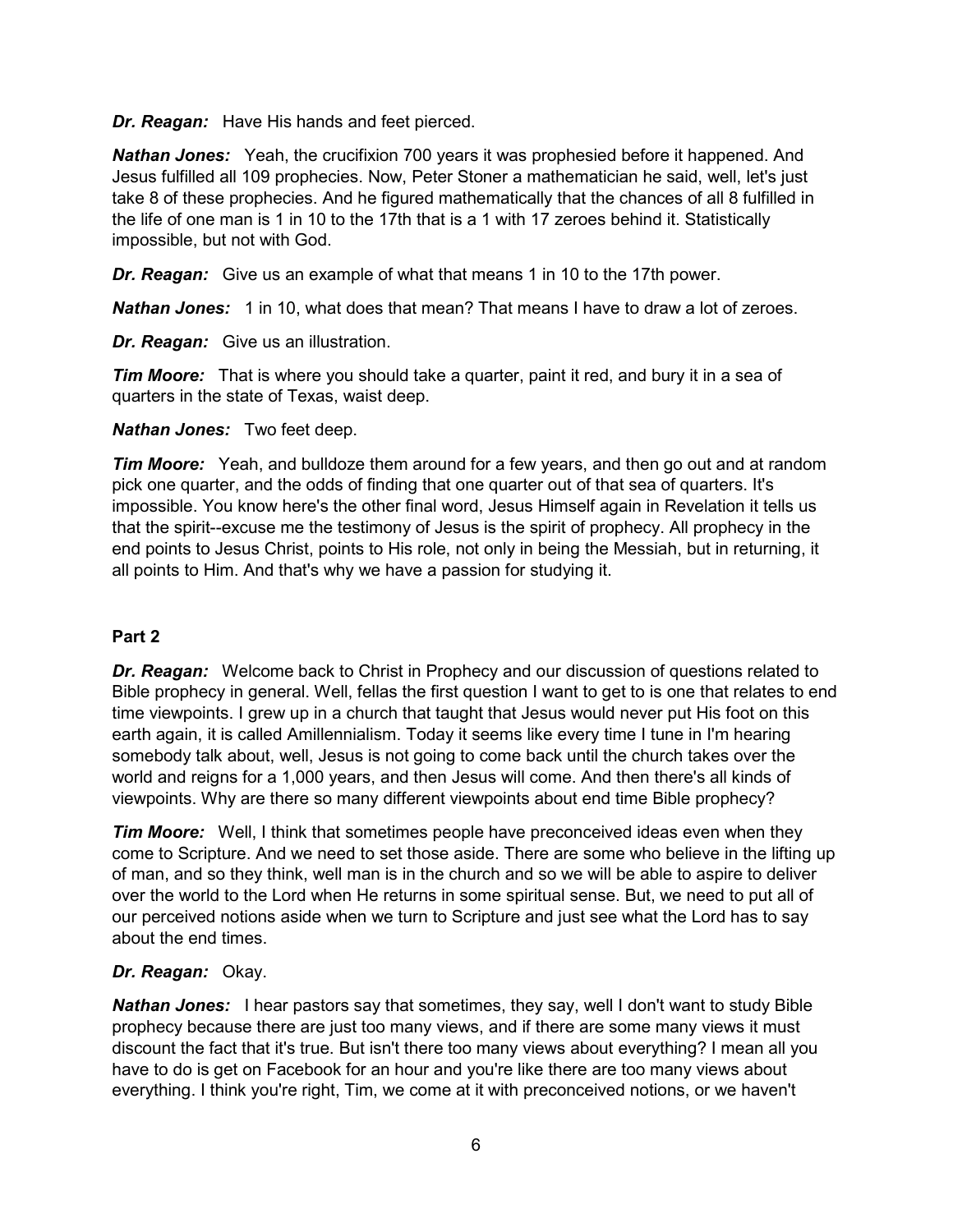***Dr. Reagan:*** Have His hands and feet pierced.

***Nathan Jones:*** Yeah, the crucifixion 700 years it was prophesied before it happened. And Jesus fulfilled all 109 prophecies. Now, Peter Stoner a mathematician he said, well, let's just take 8 of these prophecies. And he figured mathematically that the chances of all 8 fulfilled in the life of one man is 1 in 10 to the 17th that is a 1 with 17 zeroes behind it. Statistically impossible, but not with God.

***Dr. Reagan:*** Give us an example of what that means 1 in 10 to the 17th power.

***Nathan Jones:*** 1 in 10, what does that mean? That means I have to draw a lot of zeroes.

***Dr. Reagan:*** Give us an illustration.

***Tim Moore:*** That is where you should take a quarter, paint it red, and bury it in a sea of quarters in the state of Texas, waist deep.

***Nathan Jones:*** Two feet deep.

***Tim Moore:*** Yeah, and bulldoze them around for a few years, and then go out and at random pick one quarter, and the odds of finding that one quarter out of that sea of quarters. It's impossible. You know here's the other final word, Jesus Himself again in Revelation it tells us that the spirit--excuse me the testimony of Jesus is the spirit of prophecy. All prophecy in the end points to Jesus Christ, points to His role, not only in being the Messiah, but in returning, it all points to Him. And that's why we have a passion for studying it.

**Part 2**

***Dr. Reagan:*** Welcome back to Christ in Prophecy and our discussion of questions related to Bible prophecy in general. Well, fellas the first question I want to get to is one that relates to end time viewpoints. I grew up in a church that taught that Jesus would never put His foot on this earth again, it is called Amillennialism. Today it seems like every time I tune in I'm hearing somebody talk about, well, Jesus is not going to come back until the church takes over the world and reigns for a 1,000 years, and then Jesus will come. And then there's all kinds of viewpoints. Why are there so many different viewpoints about end time Bible prophecy?

***Tim Moore:*** Well, I think that sometimes people have preconceived ideas even when they come to Scripture. And we need to set those aside. There are some who believe in the lifting up of man, and so they think, well man is in the church and so we will be able to aspire to deliver over the world to the Lord when He returns in some spiritual sense. But, we need to put all of our perceived notions aside when we turn to Scripture and just see what the Lord has to say about the end times.

***Dr. Reagan:*** Okay.

***Nathan Jones:*** I hear pastors say that sometimes, they say, well I don't want to study Bible prophecy because there are just too many views, and if there are some many views it must discount the fact that it's true. But isn't there too many views about everything? I mean all you have to do is get on Facebook for an hour and you're like there are too many views about everything. I think you're right, Tim, we come at it with preconceived notions, or we haven't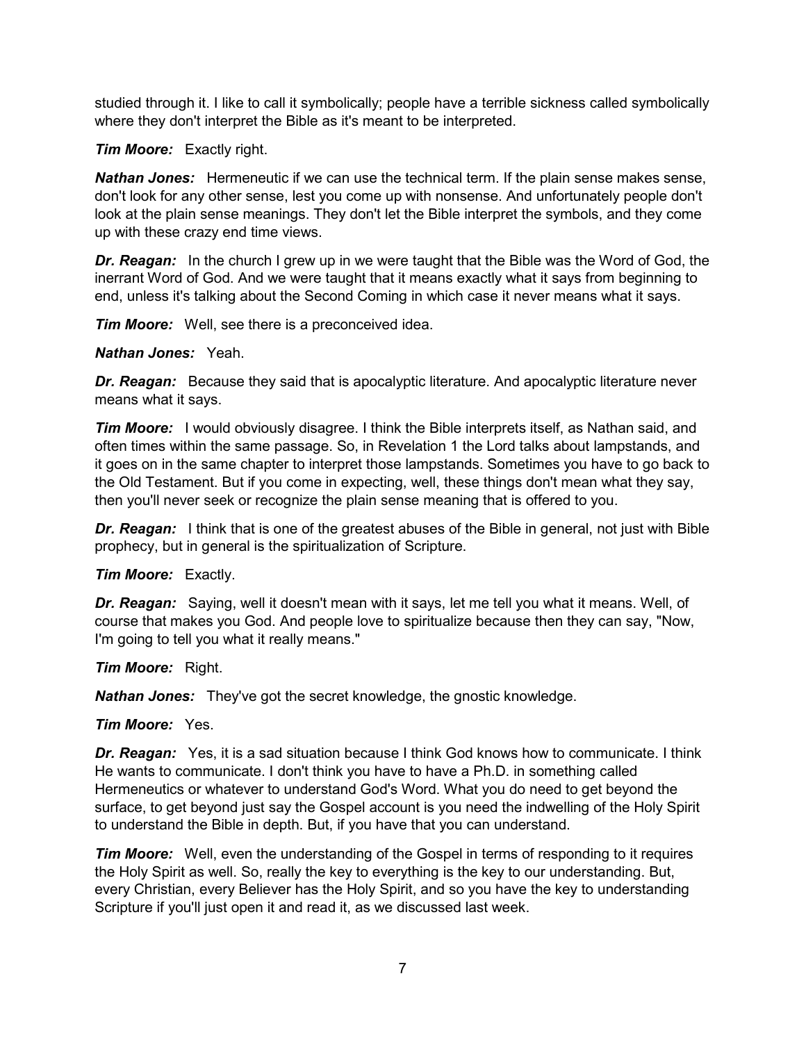studied through it. I like to call it symbolically; people have a terrible sickness called symbolically where they don't interpret the Bible as it's meant to be interpreted.

***Tim Moore:*** Exactly right.

***Nathan Jones:*** Hermeneutic if we can use the technical term. If the plain sense makes sense, don't look for any other sense, lest you come up with nonsense. And unfortunately people don't look at the plain sense meanings. They don't let the Bible interpret the symbols, and they come up with these crazy end time views.

***Dr. Reagan:*** In the church I grew up in we were taught that the Bible was the Word of God, the inerrant Word of God. And we were taught that it means exactly what it says from beginning to end, unless it's talking about the Second Coming in which case it never means what it says.

***Tim Moore:*** Well, see there is a preconceived idea.

***Nathan Jones:*** Yeah.

***Dr. Reagan:*** Because they said that is apocalyptic literature. And apocalyptic literature never means what it says.

***Tim Moore:*** I would obviously disagree. I think the Bible interprets itself, as Nathan said, and often times within the same passage. So, in Revelation 1 the Lord talks about lampstands, and it goes on in the same chapter to interpret those lampstands. Sometimes you have to go back to the Old Testament. But if you come in expecting, well, these things don't mean what they say, then you'll never seek or recognize the plain sense meaning that is offered to you.

***Dr. Reagan:*** I think that is one of the greatest abuses of the Bible in general, not just with Bible prophecy, but in general is the spiritualization of Scripture.

***Tim Moore:*** Exactly.

***Dr. Reagan:*** Saying, well it doesn't mean with it says, let me tell you what it means. Well, of course that makes you God. And people love to spiritualize because then they can say, "Now, I'm going to tell you what it really means."

***Tim Moore:*** Right.

***Nathan Jones:*** They've got the secret knowledge, the gnostic knowledge.

***Tim Moore:*** Yes.

***Dr. Reagan:*** Yes, it is a sad situation because I think God knows how to communicate. I think He wants to communicate. I don't think you have to have a Ph.D. in something called Hermeneutics or whatever to understand God's Word. What you do need to get beyond the surface, to get beyond just say the Gospel account is you need the indwelling of the Holy Spirit to understand the Bible in depth. But, if you have that you can understand.

***Tim Moore:*** Well, even the understanding of the Gospel in terms of responding to it requires the Holy Spirit as well. So, really the key to everything is the key to our understanding. But, every Christian, every Believer has the Holy Spirit, and so you have the key to understanding Scripture if you'll just open it and read it, as we discussed last week.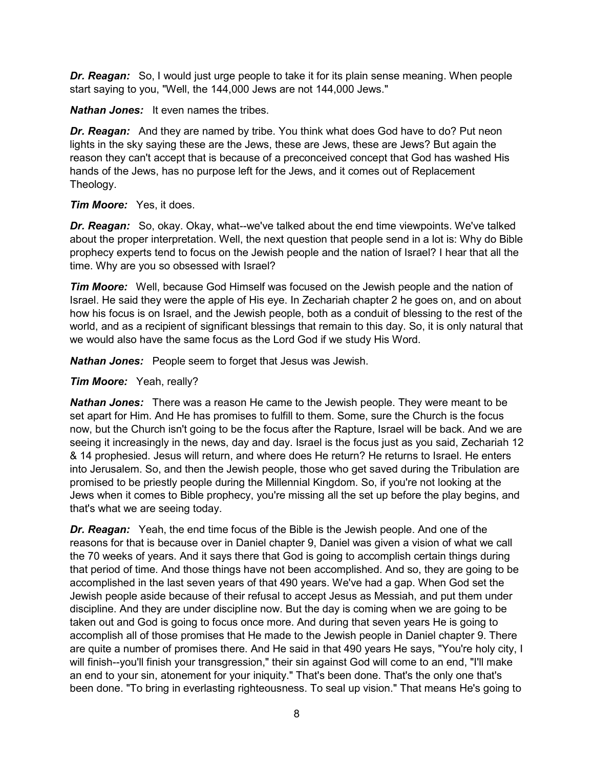***Dr. Reagan:*** So, I would just urge people to take it for its plain sense meaning. When people start saying to you, "Well, the 144,000 Jews are not 144,000 Jews."

***Nathan Jones:*** It even names the tribes.

***Dr. Reagan:*** And they are named by tribe. You think what does God have to do? Put neon lights in the sky saying these are the Jews, these are Jews, these are Jews? But again the reason they can't accept that is because of a preconceived concept that God has washed His hands of the Jews, has no purpose left for the Jews, and it comes out of Replacement Theology.

***Tim Moore:*** Yes, it does.

***Dr. Reagan:*** So, okay. Okay, what--we've talked about the end time viewpoints. We've talked about the proper interpretation. Well, the next question that people send in a lot is: Why do Bible prophecy experts tend to focus on the Jewish people and the nation of Israel? I hear that all the time. Why are you so obsessed with Israel?

***Tim Moore:*** Well, because God Himself was focused on the Jewish people and the nation of Israel. He said they were the apple of His eye. In Zechariah chapter 2 he goes on, and on about how his focus is on Israel, and the Jewish people, both as a conduit of blessing to the rest of the world, and as a recipient of significant blessings that remain to this day. So, it is only natural that we would also have the same focus as the Lord God if we study His Word.

***Nathan Jones:*** People seem to forget that Jesus was Jewish.

***Tim Moore:*** Yeah, really?

***Nathan Jones:*** There was a reason He came to the Jewish people. They were meant to be set apart for Him. And He has promises to fulfill to them. Some, sure the Church is the focus now, but the Church isn't going to be the focus after the Rapture, Israel will be back. And we are seeing it increasingly in the news, day and day. Israel is the focus just as you said, Zechariah 12 & 14 prophesied. Jesus will return, and where does He return? He returns to Israel. He enters into Jerusalem. So, and then the Jewish people, those who get saved during the Tribulation are promised to be priestly people during the Millennial Kingdom. So, if you're not looking at the Jews when it comes to Bible prophecy, you're missing all the set up before the play begins, and that's what we are seeing today.

***Dr. Reagan:*** Yeah, the end time focus of the Bible is the Jewish people. And one of the reasons for that is because over in Daniel chapter 9, Daniel was given a vision of what we call the 70 weeks of years. And it says there that God is going to accomplish certain things during that period of time. And those things have not been accomplished. And so, they are going to be accomplished in the last seven years of that 490 years. We've had a gap. When God set the Jewish people aside because of their refusal to accept Jesus as Messiah, and put them under discipline. And they are under discipline now. But the day is coming when we are going to be taken out and God is going to focus once more. And during that seven years He is going to accomplish all of those promises that He made to the Jewish people in Daniel chapter 9. There are quite a number of promises there. And He said in that 490 years He says, "You're holy city, I will finish--you'll finish your transgression," their sin against God will come to an end, "I'll make an end to your sin, atonement for your iniquity." That's been done. That's the only one that's been done. "To bring in everlasting righteousness. To seal up vision." That means He's going to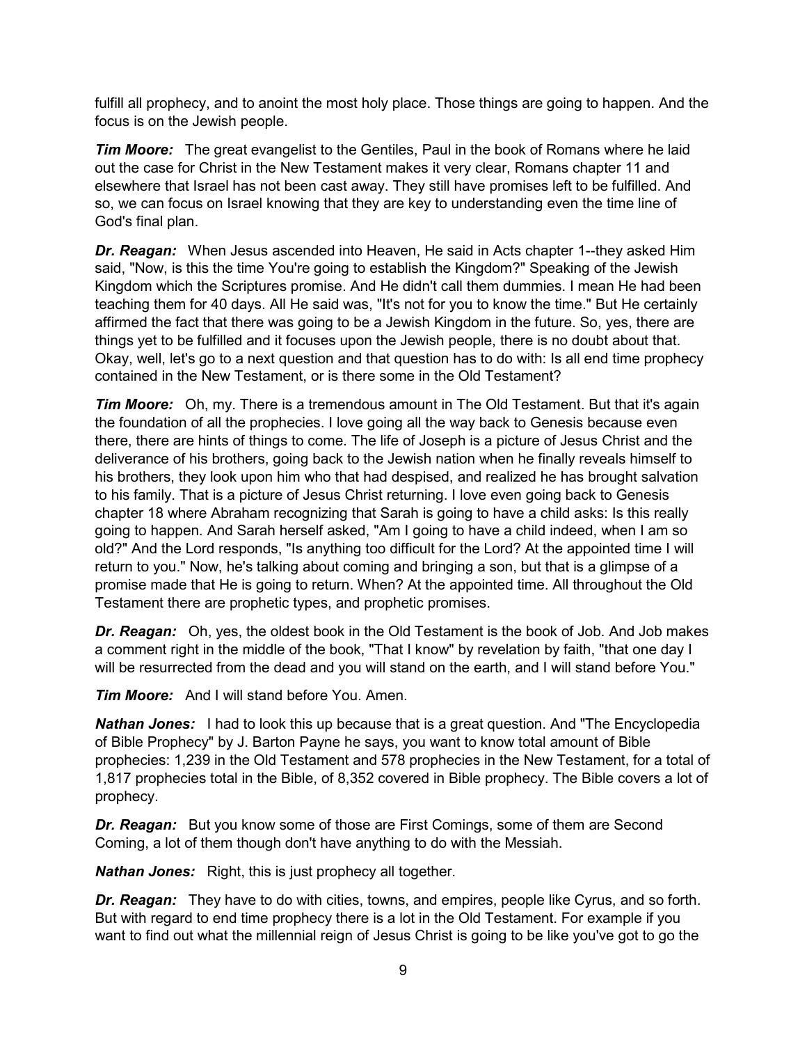fulfill all prophecy, and to anoint the most holy place. Those things are going to happen. And the focus is on the Jewish people.

***Tim Moore:*** The great evangelist to the Gentiles, Paul in the book of Romans where he laid out the case for Christ in the New Testament makes it very clear, Romans chapter 11 and elsewhere that Israel has not been cast away. They still have promises left to be fulfilled. And so, we can focus on Israel knowing that they are key to understanding even the time line of God's final plan.

***Dr. Reagan:*** When Jesus ascended into Heaven, He said in Acts chapter 1--they asked Him said, "Now, is this the time You're going to establish the Kingdom?" Speaking of the Jewish Kingdom which the Scriptures promise. And He didn't call them dummies. I mean He had been teaching them for 40 days. All He said was, "It's not for you to know the time." But He certainly affirmed the fact that there was going to be a Jewish Kingdom in the future. So, yes, there are things yet to be fulfilled and it focuses upon the Jewish people, there is no doubt about that. Okay, well, let's go to a next question and that question has to do with: Is all end time prophecy contained in the New Testament, or is there some in the Old Testament?

***Tim Moore:*** Oh, my. There is a tremendous amount in The Old Testament. But that it's again the foundation of all the prophecies. I love going all the way back to Genesis because even there, there are hints of things to come. The life of Joseph is a picture of Jesus Christ and the deliverance of his brothers, going back to the Jewish nation when he finally reveals himself to his brothers, they look upon him who that had despised, and realized he has brought salvation to his family. That is a picture of Jesus Christ returning. I love even going back to Genesis chapter 18 where Abraham recognizing that Sarah is going to have a child asks: Is this really going to happen. And Sarah herself asked, "Am I going to have a child indeed, when I am so old?" And the Lord responds, "Is anything too difficult for the Lord? At the appointed time I will return to you." Now, he's talking about coming and bringing a son, but that is a glimpse of a promise made that He is going to return. When? At the appointed time. All throughout the Old Testament there are prophetic types, and prophetic promises.

***Dr. Reagan:*** Oh, yes, the oldest book in the Old Testament is the book of Job. And Job makes a comment right in the middle of the book, "That I know" by revelation by faith, "that one day I will be resurrected from the dead and you will stand on the earth, and I will stand before You."

***Tim Moore:*** And I will stand before You. Amen.

***Nathan Jones:*** I had to look this up because that is a great question. And "The Encyclopedia of Bible Prophecy" by J. Barton Payne he says, you want to know total amount of Bible prophecies: 1,239 in the Old Testament and 578 prophecies in the New Testament, for a total of 1,817 prophecies total in the Bible, of 8,352 covered in Bible prophecy. The Bible covers a lot of prophecy.

***Dr. Reagan:*** But you know some of those are First Comings, some of them are Second Coming, a lot of them though don't have anything to do with the Messiah.

***Nathan Jones:*** Right, this is just prophecy all together.

***Dr. Reagan:*** They have to do with cities, towns, and empires, people like Cyrus, and so forth. But with regard to end time prophecy there is a lot in the Old Testament. For example if you want to find out what the millennial reign of Jesus Christ is going to be like you've got to go the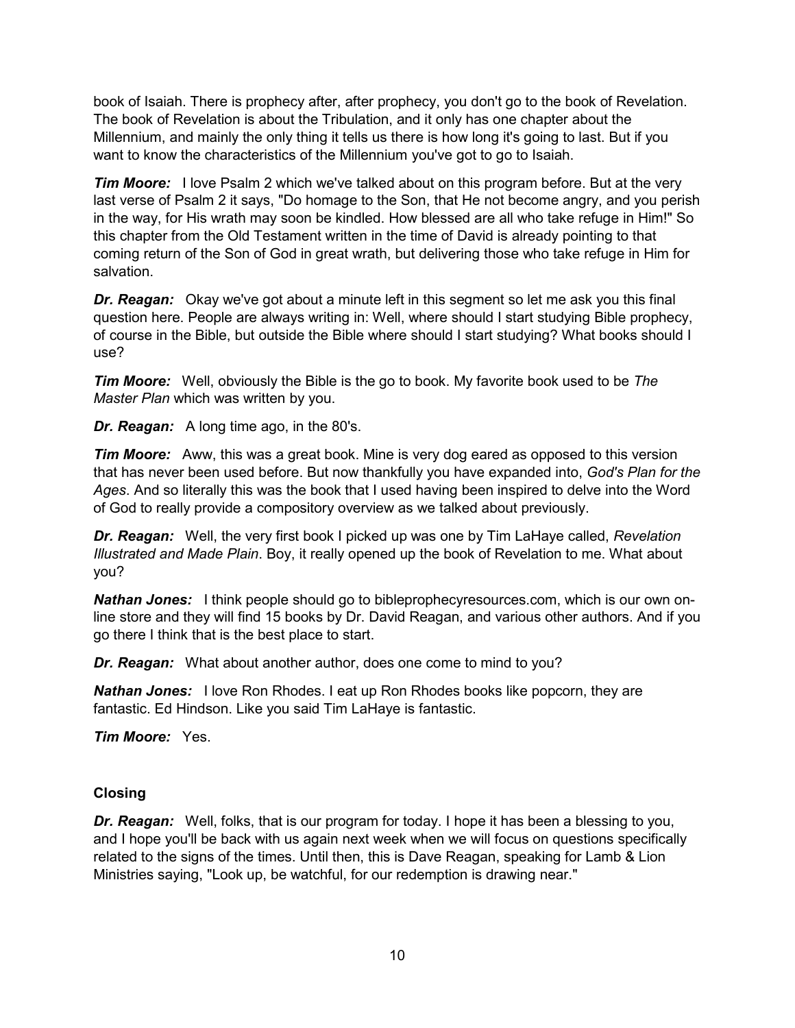book of Isaiah. There is prophecy after, after prophecy, you don't go to the book of Revelation. The book of Revelation is about the Tribulation, and it only has one chapter about the Millennium, and mainly the only thing it tells us there is how long it's going to last. But if you want to know the characteristics of the Millennium you've got to go to Isaiah.

***Tim Moore:*** I love Psalm 2 which we've talked about on this program before. But at the very last verse of Psalm 2 it says, "Do homage to the Son, that He not become angry, and you perish in the way, for His wrath may soon be kindled. How blessed are all who take refuge in Him!" So this chapter from the Old Testament written in the time of David is already pointing to that coming return of the Son of God in great wrath, but delivering those who take refuge in Him for salvation.

***Dr. Reagan:*** Okay we've got about a minute left in this segment so let me ask you this final question here. People are always writing in: Well, where should I start studying Bible prophecy, of course in the Bible, but outside the Bible where should I start studying? What books should I use?

***Tim Moore:*** Well, obviously the Bible is the go to book. My favorite book used to be *The Master Plan* which was written by you.

***Dr. Reagan:*** A long time ago, in the 80's.

***Tim Moore:*** Aww, this was a great book. Mine is very dog eared as opposed to this version that has never been used before. But now thankfully you have expanded into, *God's Plan for the Ages*. And so literally this was the book that I used having been inspired to delve into the Word of God to really provide a compository overview as we talked about previously.

***Dr. Reagan:*** Well, the very first book I picked up was one by Tim LaHaye called, *Revelation Illustrated and Made Plain*. Boy, it really opened up the book of Revelation to me. What about you?

***Nathan Jones:*** I think people should go to bibleprophecyresources.com, which is our own on-line store and they will find 15 books by Dr. David Reagan, and various other authors. And if you go there I think that is the best place to start.

***Dr. Reagan:*** What about another author, does one come to mind to you?

***Nathan Jones:*** I love Ron Rhodes. I eat up Ron Rhodes books like popcorn, they are fantastic. Ed Hindson. Like you said Tim LaHaye is fantastic.

***Tim Moore:*** Yes.

**Closing**

***Dr. Reagan:*** Well, folks, that is our program for today. I hope it has been a blessing to you, and I hope you'll be back with us again next week when we will focus on questions specifically related to the signs of the times. Until then, this is Dave Reagan, speaking for Lamb & Lion Ministries saying, "Look up, be watchful, for our redemption is drawing near."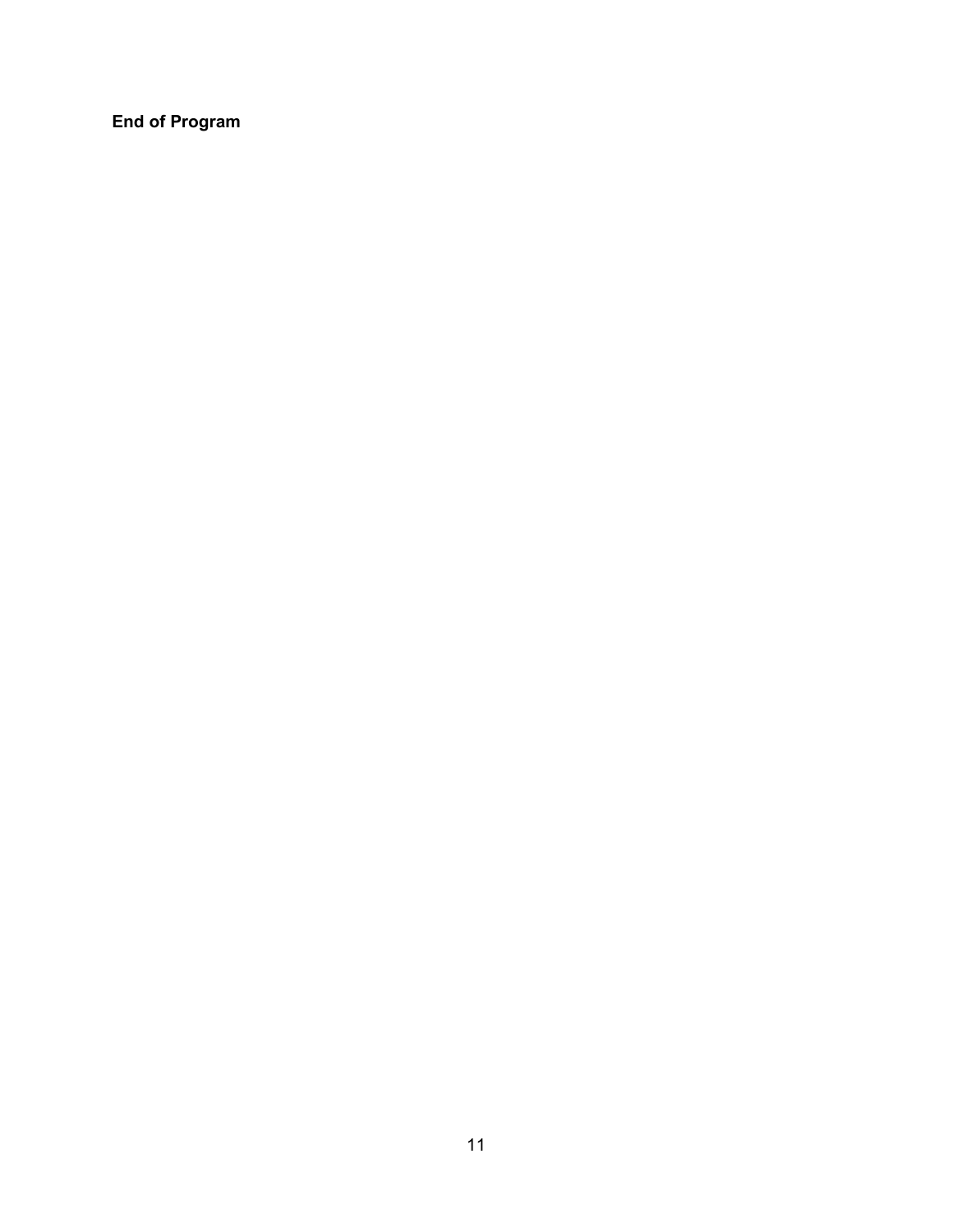**End of Program**